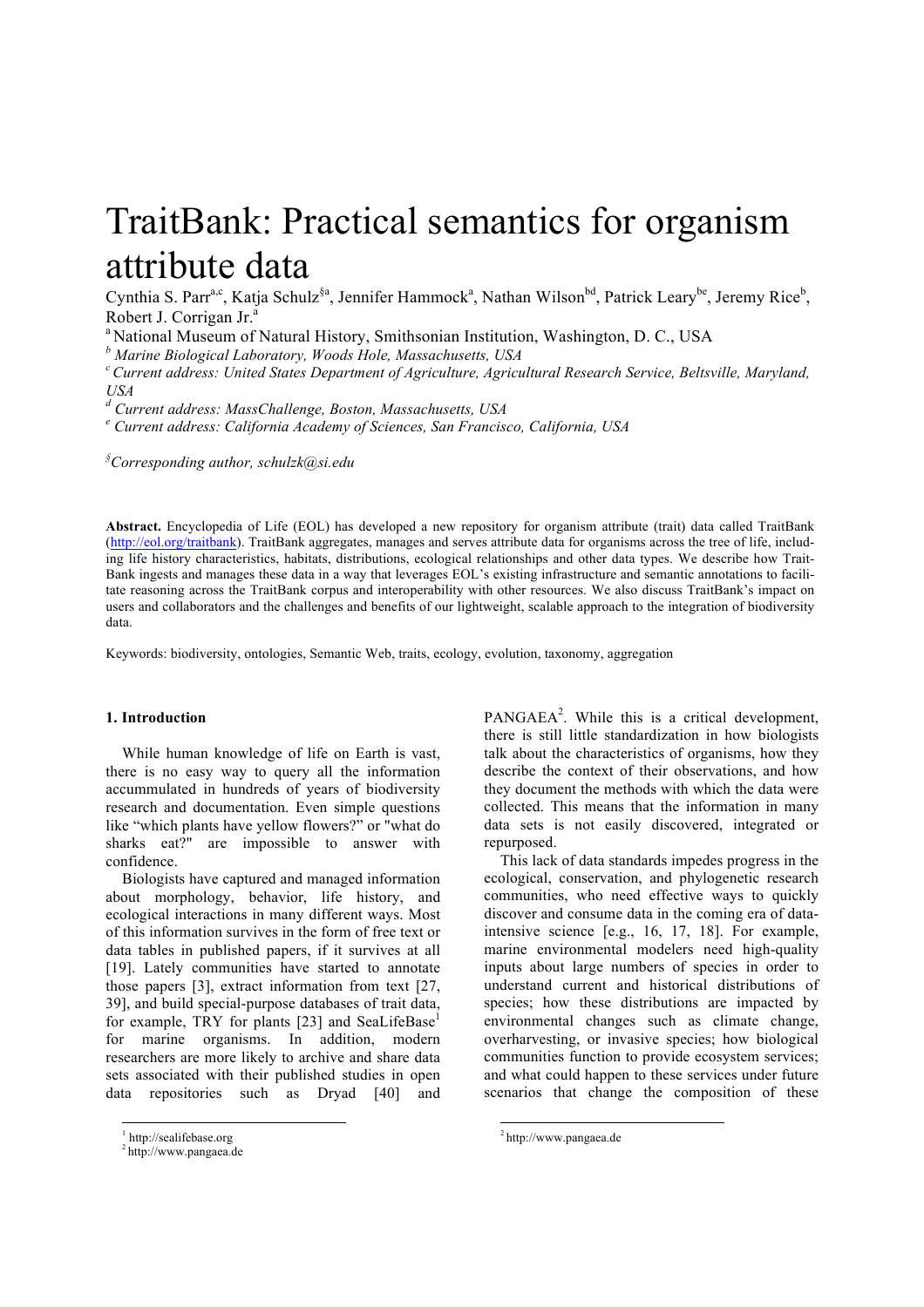# TraitBank: Practical semantics for organism attribute data

Cynthia S. Parr[a,c], Katja Schulz[§a], Jennifer Hammock[a], Nathan Wilson[bd], Patrick Leary[be], Jeremy Rice[b], Robert J. Corrigan Jr.[a]

[a] National Museum of Natural History, Smithsonian Institution, Washington, D. C., USA

*[b] Marine Biological Laboratory, Woods Hole, Massachusetts, USA*

*[c] Current address: United States Department of Agriculture, Agricultural Research Service, Beltsville, Maryland, USA*

*[d] Current address: MassChallenge, Boston, Massachusetts, USA*

*[e] Current address: California Academy of Sciences, San Francisco, California, USA*

*[§] Corresponding author, schulzk@si.edu*

**Abstract.** Encyclopedia of Life (EOL) has developed a new repository for organism attribute (trait) data called TraitBank (http://eol.org/traitbank). TraitBank aggregates, manages and serves attribute data for organisms across the tree of life, including life history characteristics, habitats, distributions, ecological relationships and other data types. We describe how TraitBank ingests and manages these data in a way that leverages EOL's existing infrastructure and semantic annotations to facilitate reasoning across the TraitBank corpus and interoperability with other resources. We also discuss TraitBank's impact on users and collaborators and the challenges and benefits of our lightweight, scalable approach to the integration of biodiversity data.

Keywords: biodiversity, ontologies, Semantic Web, traits, ecology, evolution, taxonomy, aggregation

## 1. Introduction

While human knowledge of life on Earth is vast, there is no easy way to query all the information accummulated in hundreds of years of biodiversity research and documentation. Even simple questions like "which plants have yellow flowers?" or "what do sharks eat?" are impossible to answer with confidence.

Biologists have captured and managed information about morphology, behavior, life history, and ecological interactions in many different ways. Most of this information survives in the form of free text or data tables in published papers, if it survives at all [19]. Lately communities have started to annotate those papers [3], extract information from text [27, 39], and build special-purpose databases of trait data, for example, TRY for plants [23] and SeaLifeBase[1] for marine organisms. In addition, modern researchers are more likely to archive and share data sets associated with their published studies in open data repositories such as Dryad [40] and PANGAEA[2]. While this is a critical development, there is still little standardization in how biologists talk about the characteristics of organisms, how they describe the context of their observations, and how they document the methods with which the data were collected. This means that the information in many data sets is not easily discovered, integrated or repurposed.

This lack of data standards impedes progress in the ecological, conservation, and phylogenetic research communities, who need effective ways to quickly discover and consume data in the coming era of data-intensive science [e.g., 16, 17, 18]. For example, marine environmental modelers need high-quality inputs about large numbers of species in order to understand current and historical distributions of species; how these distributions are impacted by environmental changes such as climate change, overharvesting, or invasive species; how biological communities function to provide ecosystem services; and what could happen to these services under future scenarios that change the composition of these

[1] http://sealifebase.org

[2] http://www.pangaea.de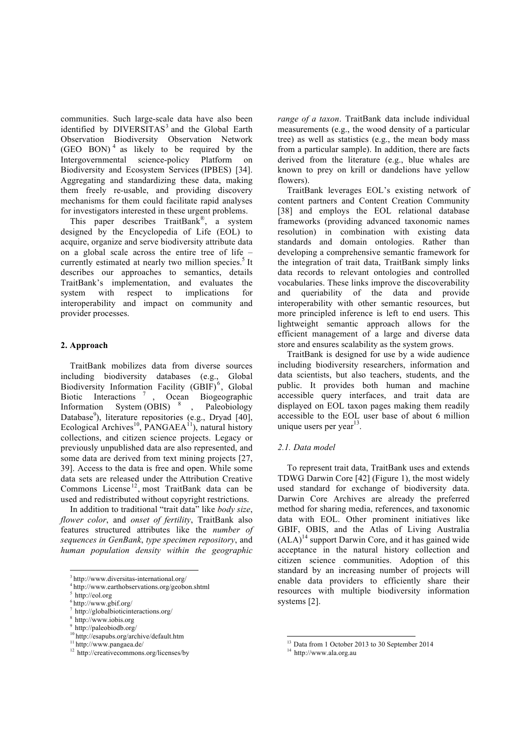communities. Such large-scale data have also been identified by DIVERSITAS[3] and the Global Earth Observation Biodiversity Observation Network (GEO BON)[4] as likely to be required by the Intergovernmental science-policy Platform on Biodiversity and Ecosystem Services (IPBES) [34]. Aggregating and standardizing these data, making them freely re-usable, and providing discovery mechanisms for them could facilitate rapid analyses for investigators interested in these urgent problems.

This paper describes TraitBank®, a system designed by the Encyclopedia of Life (EOL) to acquire, organize and serve biodiversity attribute data on a global scale across the entire tree of life – currently estimated at nearly two million species.[5] It describes our approaches to semantics, details TraitBank's implementation, and evaluates the system with respect to implications for interoperability and impact on community and provider processes.

## 2. Approach

TraitBank mobilizes data from diverse sources including biodiversity databases (e.g., Global Biodiversity Information Facility (GBIF)[6], Global Biotic Interactions[7], Ocean Biogeographic Information System (OBIS)[8], Paleobiology Database[9]), literature repositories (e.g., Dryad [40], Ecological Archives[10], PANGAEA[11]), natural history collections, and citizen science projects. Legacy or previously unpublished data are also represented, and some data are derived from text mining projects [27, 39]. Access to the data is free and open. While some data sets are released under the Attribution Creative Commons License[12], most TraitBank data can be used and redistributed without copyright restrictions.

In addition to traditional "trait data" like *body size*, *flower color*, and *onset of fertility*, TraitBank also features structured attributes like the *number of sequences in GenBank*, *type specimen repository*, and *human population density within the geographic range of a taxon*. TraitBank data include individual measurements (e.g., the wood density of a particular tree) as well as statistics (e.g., the mean body mass from a particular sample). In addition, there are facts derived from the literature (e.g., blue whales are known to prey on krill or dandelions have yellow flowers).

TraitBank leverages EOL's existing network of content partners and Content Creation Community [38] and employs the EOL relational database frameworks (providing advanced taxonomic names resolution) in combination with existing data standards and domain ontologies. Rather than developing a comprehensive semantic framework for the integration of trait data, TraitBank simply links data records to relevant ontologies and controlled vocabularies. These links improve the discoverability and queriability of the data and provide interoperability with other semantic resources, but more principled inference is left to end users. This lightweight semantic approach allows for the efficient management of a large and diverse data store and ensures scalability as the system grows.

TraitBank is designed for use by a wide audience including biodiversity researchers, information and data scientists, but also teachers, students, and the public. It provides both human and machine accessible query interfaces, and trait data are displayed on EOL taxon pages making them readily accessible to the EOL user base of about 6 million unique users per year[13].

### 2.1. Data model

To represent trait data, TraitBank uses and extends TDWG Darwin Core [42] (Figure 1), the most widely used standard for exchange of biodiversity data. Darwin Core Archives are already the preferred method for sharing media, references, and taxonomic data with EOL. Other prominent initiatives like GBIF, OBIS, and the Atlas of Living Australia (ALA)[14] support Darwin Core, and it has gained wide acceptance in the natural history collection and citizen science communities. Adoption of this standard by an increasing number of projects will enable data providers to efficiently share their resources with multiple biodiversity information systems [2].

---

[3] http://www.diversitas-international.org/
[4] http://www.earthobservations.org/geobon.shtml
[5] http://eol.org
[6] http://www.gbif.org/
[7] http://globalbioticinteractions.org/
[8] http://www.iobis.org
[9] http://paleobiodb.org/
[10] http://esapubs.org/archive/default.htm
[11] http://www.pangaea.de/
[12] http://creativecommons.org/licenses/by
[13] Data from 1 October 2013 to 30 September 2014
[14] http://www.ala.org.au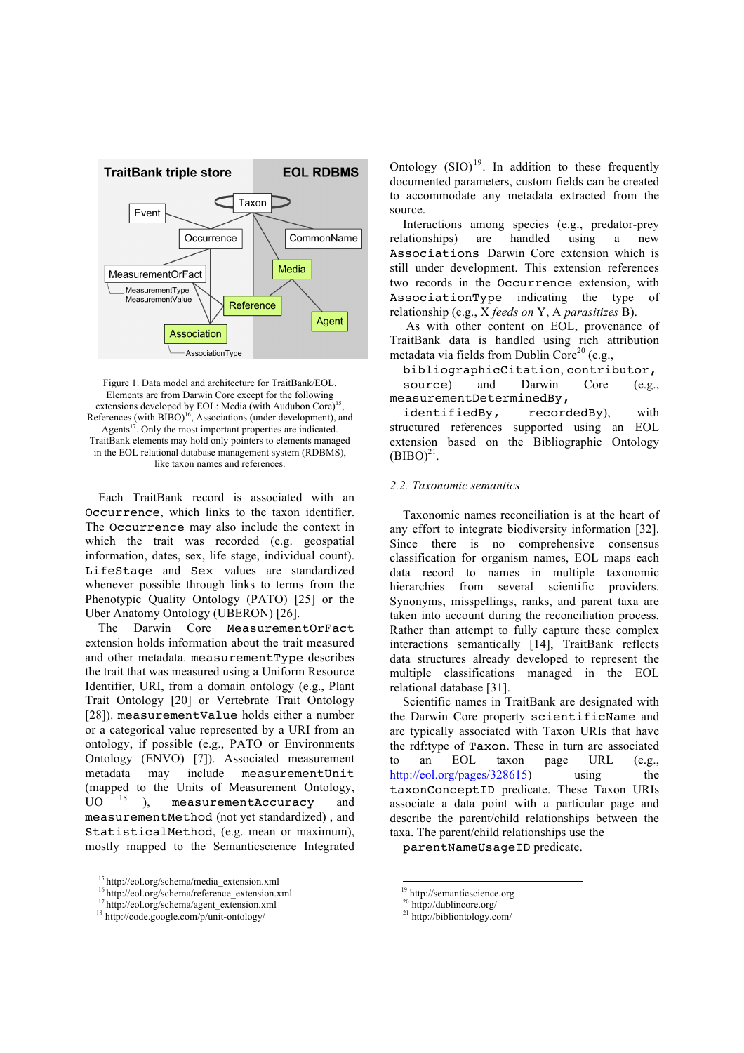TraitBank triple store

EOL RDBMS

Taxon

Event

Occurrence

CommonName

MeasurementOrFact

MeasurementType
MeasurementValue

Media

Reference

Agent

Association

AssociationType

Figure 1. Data model and architecture for TraitBank/EOL. Elements are from Darwin Core except for the following extensions developed by EOL: Media (with Audubon Core)[15], References (with BIBO)[16], Associations (under development), and Agents[17]. Only the most important properties are indicated. TraitBank elements may hold only pointers to elements managed in the EOL relational database management system (RDBMS), like taxon names and references.

Each TraitBank record is associated with an `Occurrence`, which links to the taxon identifier. The `Occurrence` may also include the context in which the trait was recorded (e.g. geospatial information, dates, sex, life stage, individual count). `LifeStage` and `Sex` values are standardized whenever possible through links to terms from the Phenotypic Quality Ontology (PATO) [25] or the Uber Anatomy Ontology (UBERON) [26].

The Darwin Core `MeasurementOrFact` extension holds information about the trait measured and other metadata. `measurementType` describes the trait that was measured using a Uniform Resource Identifier, URI, from a domain ontology (e.g., Plant Trait Ontology [20] or Vertebrate Trait Ontology [28]). `measurementValue` holds either a number or a categorical value represented by a URI from an ontology, if possible (e.g., PATO or Environments Ontology (ENVO) [7]). Associated measurement metadata may include `measurementUnit` (mapped to the Units of Measurement Ontology, UO [18]), `measurementAccuracy` and `measurementMethod` (not yet standardized) , and `StatisticalMethod`, (e.g. mean or maximum), mostly mapped to the Semanticscience Integrated Ontology (SIO)[19]. In addition to these frequently documented parameters, custom fields can be created to accommodate any metadata extracted from the source.

Interactions among species (e.g., predator-prey relationships) are handled using a new `Associations` Darwin Core extension which is still under development. This extension references two records in the `Occurrence` extension, with `AssociationType` indicating the type of relationship (e.g., X *feeds on* Y, A *parasitizes* B).

As with other content on EOL, provenance of TraitBank data is handled using rich attribution metadata via fields from Dublin Core[20] (e.g., `bibliographicCitation`, `contributor`, `source`) and Darwin Core (e.g., `measurementDeterminedBy`, `identifiedBy`, `recordedBy`), with structured references supported using an EOL extension based on the Bibliographic Ontology (BIBO)[21].

### 2.2. Taxonomic semantics

Taxonomic names reconciliation is at the heart of any effort to integrate biodiversity information [32]. Since there is no comprehensive consensus classification for organism names, EOL maps each data record to names in multiple taxonomic hierarchies from several scientific providers. Synonyms, misspellings, ranks, and parent taxa are taken into account during the reconciliation process. Rather than attempt to fully capture these complex interactions semantically [14], TraitBank reflects data structures already developed to represent the multiple classifications managed in the EOL relational database [31].

Scientific names in TraitBank are designated with the Darwin Core property `scientificName` and are typically associated with Taxon URIs that have the rdf:type of `Taxon`. These in turn are associated to an EOL taxon page URL (e.g., http://eol.org/pages/328615) using the `taxonConceptID` predicate. These Taxon URIs associate a data point with a particular page and describe the parent/child relationships between the taxa. The parent/child relationships use the `parentNameUsageID` predicate.

---

[15] http://eol.org/schema/media_extension.xml
[16] http://eol.org/schema/reference_extension.xml
[17] http://eol.org/schema/agent_extension.xml
[18] http://code.google.com/p/unit-ontology/
[19] http://semanticscience.org
[20] http://dublincore.org/
[21] http://bibliontology.com/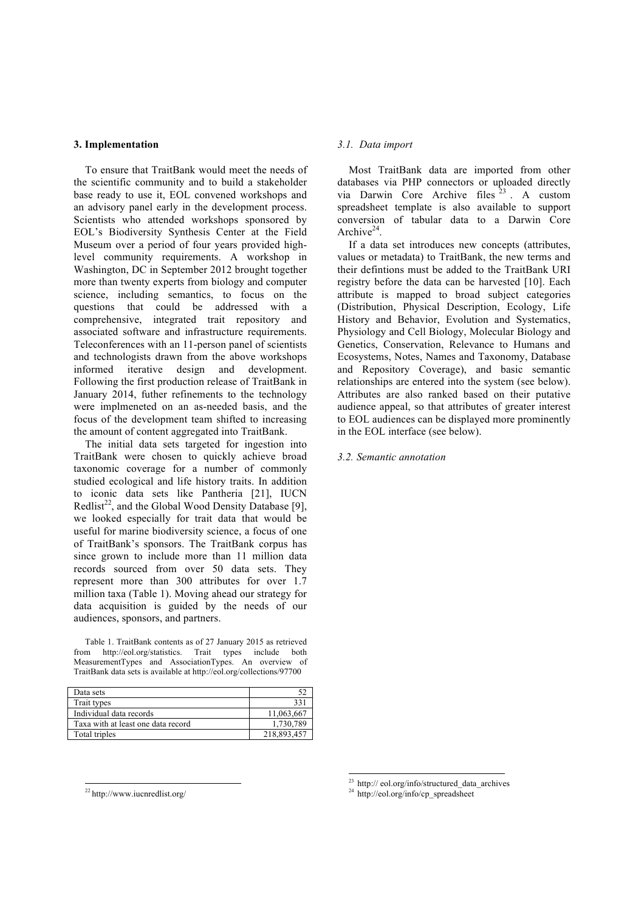## 3. Implementation

To ensure that TraitBank would meet the needs of the scientific community and to build a stakeholder base ready to use it, EOL convened workshops and an advisory panel early in the development process. Scientists who attended workshops sponsored by EOL's Biodiversity Synthesis Center at the Field Museum over a period of four years provided high-level community requirements. A workshop in Washington, DC in September 2012 brought together more than twenty experts from biology and computer science, including semantics, to focus on the questions that could be addressed with a comprehensive, integrated trait repository and associated software and infrastructure requirements. Teleconferences with an 11-person panel of scientists and technologists drawn from the above workshops informed iterative design and development. Following the first production release of TraitBank in January 2014, futher refinements to the technology were implmeneted on an as-needed basis, and the focus of the development team shifted to increasing the amount of content aggregated into TraitBank.

The initial data sets targeted for ingestion into TraitBank were chosen to quickly achieve broad taxonomic coverage for a number of commonly studied ecological and life history traits. In addition to iconic data sets like Pantheria [21], IUCN Redlist[22], and the Global Wood Density Database [9], we looked especially for trait data that would be useful for marine biodiversity science, a focus of one of TraitBank's sponsors. The TraitBank corpus has since grown to include more than 11 million data records sourced from over 50 data sets. They represent more than 300 attributes for over 1.7 million taxa (Table 1). Moving ahead our strategy for data acquisition is guided by the needs of our audiences, sponsors, and partners.

Table 1. TraitBank contents as of 27 January 2015 as retrieved from http://eol.org/statistics. Trait types include both MeasurementTypes and AssociationTypes. An overview of TraitBank data sets is available at http://eol.org/collections/97700

| | |
|---|---|
| Data sets | 52 |
| Trait types | 331 |
| Individual data records | 11,063,667 |
| Taxa with at least one data record | 1,730,789 |
| Total triples | 218,893,457 |

### *3.1. Data import*

Most TraitBank data are imported from other databases via PHP connectors or uploaded directly via Darwin Core Archive files [23]. A custom spreadsheet template is also available to support conversion of tabular data to a Darwin Core Archive[24].

If a data set introduces new concepts (attributes, values or metadata) to TraitBank, the new terms and their defintions must be added to the TraitBank URI registry before the data can be harvested [10]. Each attribute is mapped to broad subject categories (Distribution, Physical Description, Ecology, Life History and Behavior, Evolution and Systematics, Physiology and Cell Biology, Molecular Biology and Genetics, Conservation, Relevance to Humans and Ecosystems, Notes, Names and Taxonomy, Database and Repository Coverage), and basic semantic relationships are entered into the system (see below). Attributes are also ranked based on their putative audience appeal, so that attributes of greater interest to EOL audiences can be displayed more prominently in the EOL interface (see below).

### *3.2. Semantic annotation*

[22] http://www.iucnredlist.org/

[23] http:// eol.org/info/structured_data_archives

[24] http://eol.org/info/cp_spreadsheet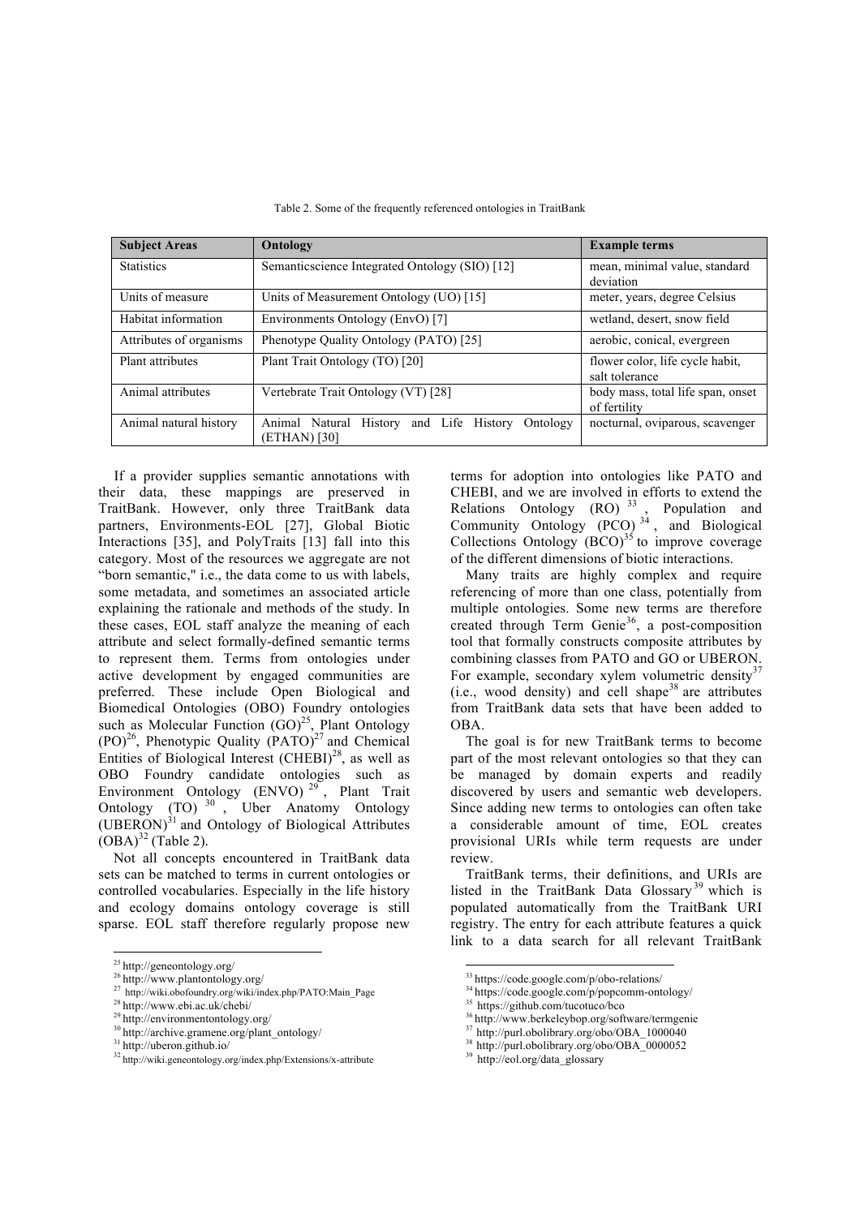Table 2. Some of the frequently referenced ontologies in TraitBank

| Subject Areas | Ontology | Example terms |
|---|---|---|
| Statistics | Semanticscience Integrated Ontology (SIO) [12] | mean, minimal value, standard deviation |
| Units of measure | Units of Measurement Ontology (UO) [15] | meter, years, degree Celsius |
| Habitat information | Environments Ontology (EnvO) [7] | wetland, desert, snow field |
| Attributes of organisms | Phenotype Quality Ontology (PATO) [25] | aerobic, conical, evergreen |
| Plant attributes | Plant Trait Ontology (TO) [20] | flower color, life cycle habit, salt tolerance |
| Animal attributes | Vertebrate Trait Ontology (VT) [28] | body mass, total life span, onset of fertility |
| Animal natural history | Animal Natural History and Life History Ontology (ETHAN) [30] | nocturnal, oviparous, scavenger |

If a provider supplies semantic annotations with their data, these mappings are preserved in TraitBank. However, only three TraitBank data partners, Environments-EOL [27], Global Biotic Interactions [35], and PolyTraits [13] fall into this category. Most of the resources we aggregate are not "born semantic," i.e., the data come to us with labels, some metadata, and sometimes an associated article explaining the rationale and methods of the study. In these cases, EOL staff analyze the meaning of each attribute and select formally-defined semantic terms to represent them. Terms from ontologies under active development by engaged communities are preferred. These include Open Biological and Biomedical Ontologies (OBO) Foundry ontologies such as Molecular Function (GO)[25], Plant Ontology (PO)[26], Phenotypic Quality (PATO)[27] and Chemical Entities of Biological Interest (CHEBI)[28], as well as OBO Foundry candidate ontologies such as Environment Ontology (ENVO)[29], Plant Trait Ontology (TO)[30], Uber Anatomy Ontology (UBERON)[31] and Ontology of Biological Attributes (OBA)[32] (Table 2).

Not all concepts encountered in TraitBank data sets can be matched to terms in current ontologies or controlled vocabularies. Especially in the life history and ecology domains ontology coverage is still sparse. EOL staff therefore regularly propose new terms for adoption into ontologies like PATO and CHEBI, and we are involved in efforts to extend the Relations Ontology (RO)[33], Population and Community Ontology (PCO)[34], and Biological Collections Ontology (BCO)[35] to improve coverage of the different dimensions of biotic interactions.

Many traits are highly complex and require referencing of more than one class, potentially from multiple ontologies. Some new terms are therefore created through Term Genie[36], a post-composition tool that formally constructs composite attributes by combining classes from PATO and GO or UBERON. For example, secondary xylem volumetric density[37] (i.e., wood density) and cell shape[38] are attributes from TraitBank data sets that have been added to OBA.

The goal is for new TraitBank terms to become part of the most relevant ontologies so that they can be managed by domain experts and readily discovered by users and semantic web developers. Since adding new terms to ontologies can often take a considerable amount of time, EOL creates provisional URIs while term requests are under review.

TraitBank terms, their definitions, and URIs are listed in the TraitBank Data Glossary[39] which is populated automatically from the TraitBank URI registry. The entry for each attribute features a quick link to a data search for all relevant TraitBank

---

[25] http://geneontology.org/
[26] http://www.plantontology.org/
[27] http://wiki.obofoundry.org/wiki/index.php/PATO:Main_Page
[28] http://www.ebi.ac.uk/chebi/
[29] http://environmentontology.org/
[30] http://archive.gramene.org/plant_ontology/
[31] http://uberon.github.io/
[32] http://wiki.geneontology.org/index.php/Extensions/x-attribute
[33] https://code.google.com/p/obo-relations/
[34] https://code.google.com/p/popcomm-ontology/
[35] https://github.com/tucotuco/bco
[36] http://www.berkeleybop.org/software/termgenie
[37] http://purl.obolibrary.org/obo/OBA_1000040
[38] http://purl.obolibrary.org/obo/OBA_0000052
[39] http://eol.org/data_glossary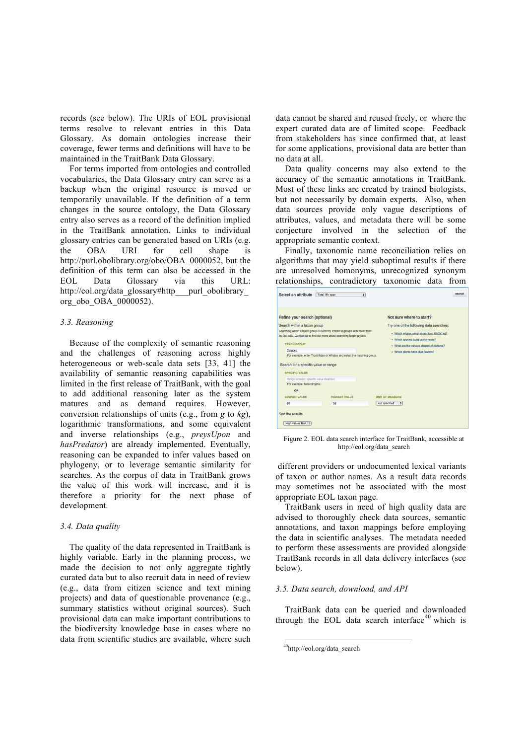records (see below). The URIs of EOL provisional terms resolve to relevant entries in this Data Glossary. As domain ontologies increase their coverage, fewer terms and definitions will have to be maintained in the TraitBank Data Glossary.

For terms imported from ontologies and controlled vocabularies, the Data Glossary entry can serve as a backup when the original resource is moved or temporarily unavailable. If the definition of a term changes in the source ontology, the Data Glossary entry also serves as a record of the definition implied in the TraitBank annotation. Links to individual glossary entries can be generated based on URIs (e.g. the OBA URI for cell shape is http://purl.obolibrary.org/obo/OBA_0000052, but the definition of this term can also be accessed in the EOL Data Glossary via this URL: http://eol.org/data_glossary#http___purl_obolibrary_org_obo_OBA_0000052).

### 3.3. Reasoning

Because of the complexity of semantic reasoning and the challenges of reasoning across highly heterogeneous or web-scale data sets [33, 41] the availability of semantic reasoning capabilities was limited in the first release of TraitBank, with the goal to add additional reasoning later as the system matures and as demand requires. However, conversion relationships of units (e.g., from *g* to *kg*), logarithmic transformations, and some equivalent and inverse relationships (e.g., *preysUpon* and *hasPredator*) are already implemented. Eventually, reasoning can be expanded to infer values based on phylogeny, or to leverage semantic similarity for searches. As the corpus of data in TraitBank grows the value of this work will increase, and it is therefore a priority for the next phase of development.

### 3.4. Data quality

The quality of the data represented in TraitBank is highly variable. Early in the planning process, we made the decision to not only aggregate tightly curated data but to also recruit data in need of review (e.g., data from citizen science and text mining projects) and data of questionable provenance (e.g., summary statistics without original sources). Such provisional data can make important contributions to the biodiversity knowledge base in cases where no data from scientific studies are available, where such data cannot be shared and reused freely, or where the expert curated data are of limited scope. Feedback from stakeholders has since confirmed that, at least for some applications, provisional data are better than no data at all.

Data quality concerns may also extend to the accuracy of the semantic annotations in TraitBank. Most of these links are created by trained biologists, but not necessarily by domain experts. Also, when data sources provide only vague descriptions of attributes, values, and metadata there will be some conjecture involved in the selection of the appropriate semantic context.

Finally, taxonomic name reconciliation relies on algorithms that may yield suboptimal results if there are unresolved homonyms, unrecognized synonym relationships, contradictory taxonomic data from different providers or undocumented lexical variants of taxon or author names. As a result data records may sometimes not be associated with the most appropriate EOL taxon page.

Figure 2. EOL data search interface for TraitBank, accessible at http://eol.org/data_search

TraitBank users in need of high quality data are advised to thoroughly check data sources, semantic annotations, and taxon mappings before employing the data in scientific analyses. The metadata needed to perform these assessments are provided alongside TraitBank records in all data delivery interfaces (see below).

### 3.5. Data search, download, and API

TraitBank data can be queried and downloaded through the EOL data search interface[40] which is

[40] http://eol.org/data_search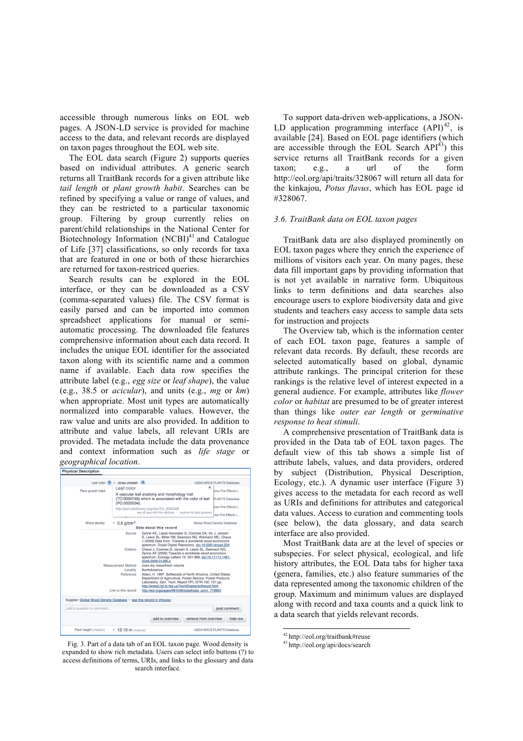accessible through numerous links on EOL web pages. A JSON-LD service is provided for machine access to the data, and relevant records are displayed on taxon pages throughout the EOL web site.

The EOL data search (Figure 2) supports queries based on individual attributes. A generic search returns all TraitBank records for a given attribute like *tail length* or *plant growth habit*. Searches can be refined by specifying a value or range of values, and they can be restricted to a particular taxonomic group. Filtering by group currently relies on parent/child relationships in the National Center for Biotechnology Information (NCBI)[41] and Catalogue of Life [37] classifications, so only records for taxa that are featured in one or both of these hierarchies are returned for taxon-restriced queries.

Search results can be explored in the EOL interface, or they can be downloaded as a CSV (comma-separated values) file. The CSV format is easily parsed and can be imported into common spreadsheet applications for manual or semi-automatic processing. The downloaded file features comprehensive information about each data record. It includes the unique EOL identifier for the associated taxon along with its scientific name and a common name if available. Each data row specifies the attribute label (e.g., *egg size* or *leaf shape*), the value (e.g., 38.5 or *acicular*), and units (e.g., *mg* or *km*) when appropriate. Most unit types are automatically normalized into comparable values. However, the raw value and units are also provided. In addition to attribute and value labels, all relevant URIs are provided. The metadata include the data provenance and context information such as *life stage* or *geographical location*.

Fig. 3. Part of a data tab of an EOL taxon page. Wood density is expanded to show rich metadata. Users can select info buttons (?) to access definitions of terms, URIs, and links to the glossary and data search interface.

To support data-driven web-applications, a JSON-LD application programming interface (API)[42], is available [24]. Based on EOL page identifiers (which are accessible through the EOL Search API[43]) this service returns all TraitBank records for a given taxon; e.g., a url of the form http://eol.org/api/traits/328067 will return all data for the kinkajou, *Potus flavus*, which has EOL page id #328067.

### 3.6. TraitBank data on EOL taxon pages

TraitBank data are also displayed prominently on EOL taxon pages where they enrich the experience of millions of visitors each year. On many pages, these data fill important gaps by providing information that is not yet available in narrative form. Ubiquitous links to term definitions and data searches also encourage users to explore biodiversity data and give students and teachers easy access to sample data sets for instruction and projects

The Overview tab, which is the information center of each EOL taxon page, features a sample of relevant data records. By default, these records are selected automatically based on global, dynamic attribute rankings. The principal criterion for these rankings is the relative level of interest expected in a general audience. For example, attributes like *flower color* or *habitat* are presumed to be of greater interest than things like *outer ear length* or *germinative response to heat stimuli*.

A comprehensive presentation of TraitBank data is provided in the Data tab of EOL taxon pages. The default view of this tab shows a simple list of attribute labels, values, and data providers, ordered by subject (Distribution, Physical Description, Ecology, etc.). A dynamic user interface (Figure 3) gives access to the metadata for each record as well as URIs and definitions for attributes and categorical data values. Access to curation and commenting tools (see below), the data glossary, and data search interface are also provided.

Most TraitBank data are at the level of species or subspecies. For select physical, ecological, and life history attributes, the EOL Data tabs for higher taxa (genera, families, etc.) also feature summaries of the data represented among the taxonomic children of the group. Maximum and minimum values are displayed along with record and taxa counts and a quick link to a data search that yields relevant records.

[42] http://eol.org/traitbank#reuse

[43] http://eol.org/api/docs/search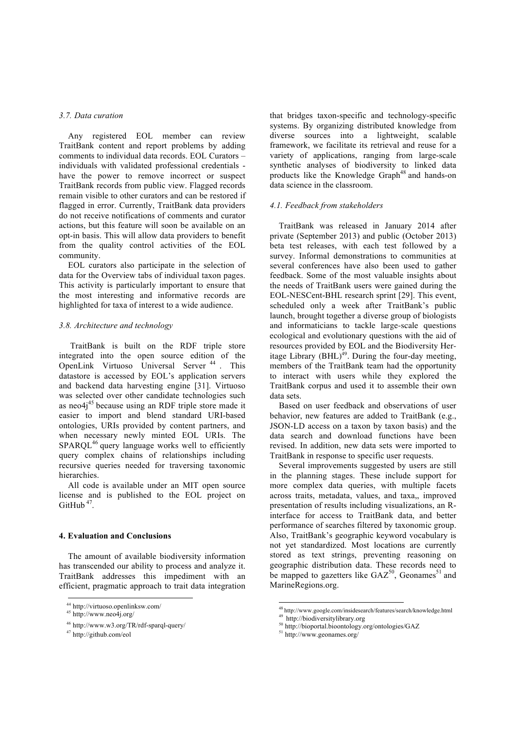### 3.7. Data curation

Any registered EOL member can review TraitBank content and report problems by adding comments to individual data records. EOL Curators – individuals with validated professional credentials - have the power to remove incorrect or suspect TraitBank records from public view. Flagged records remain visible to other curators and can be restored if flagged in error. Currently, TraitBank data providers do not receive notifications of comments and curator actions, but this feature will soon be available on an opt-in basis. This will allow data providers to benefit from the quality control activities of the EOL community.

EOL curators also participate in the selection of data for the Overview tabs of individual taxon pages. This activity is particularly important to ensure that the most interesting and informative records are highlighted for taxa of interest to a wide audience.

### 3.8. Architecture and technology

TraitBank is built on the RDF triple store integrated into the open source edition of the OpenLink Virtuoso Universal Server [44] . This datastore is accessed by EOL's application servers and backend data harvesting engine [31]. Virtuoso was selected over other candidate technologies such as neo4j[45] because using an RDF triple store made it easier to import and blend standard URI-based ontologies, URIs provided by content partners, and when necessary newly minted EOL URIs. The SPARQL[46] query language works well to efficiently query complex chains of relationships including recursive queries needed for traversing taxonomic hierarchies.

All code is available under an MIT open source license and is published to the EOL project on GitHub [47].

## 4. Evaluation and Conclusions

The amount of available biodiversity information has transcended our ability to process and analyze it. TraitBank addresses this impediment with an efficient, pragmatic approach to trait data integration that bridges taxon-specific and technology-specific systems. By organizing distributed knowledge from diverse sources into a lightweight, scalable framework, we facilitate its retrieval and reuse for a variety of applications, ranging from large-scale synthetic analyses of biodiversity to linked data products like the Knowledge Graph[48] and hands-on data science in the classroom.

### 4.1. Feedback from stakeholders

TraitBank was released in January 2014 after private (September 2013) and public (October 2013) beta test releases, with each test followed by a survey. Informal demonstrations to communities at several conferences have also been used to gather feedback. Some of the most valuable insights about the needs of TraitBank users were gained during the EOL-NESCent-BHL research sprint [29]. This event, scheduled only a week after TraitBank's public launch, brought together a diverse group of biologists and informaticians to tackle large-scale questions ecological and evolutionary questions with the aid of resources provided by EOL and the Biodiversity Heritage Library (BHL)[49]. During the four-day meeting, members of the TraitBank team had the opportunity to interact with users while they explored the TraitBank corpus and used it to assemble their own data sets.

Based on user feedback and observations of user behavior, new features are added to TraitBank (e.g., JSON-LD access on a taxon by taxon basis) and the data search and download functions have been revised. In addition, new data sets were imported to TraitBank in response to specific user requests.

Several improvements suggested by users are still in the planning stages. These include support for more complex data queries, with multiple facets across traits, metadata, values, and taxa,, improved presentation of results including visualizations, an R-interface for access to TraitBank data, and better performance of searches filtered by taxonomic group. Also, TraitBank's geographic keyword vocabulary is not yet standardized. Most locations are currently stored as text strings, preventing reasoning on geographic distribution data. These records need to be mapped to gazetters like GAZ[50], Geonames[51] and MarineRegions.org.

---

[44] http://virtuoso.openlinksw.com/

[45] http://www.neo4j.org/

[46] http://www.w3.org/TR/rdf-sparql-query/

[47] http://github.com/eol

[48] http://www.google.com/insidesearch/features/search/knowledge.html

[49] http://biodiversitylibrary.org

[50] http://bioportal.bioontology.org/ontologies/GAZ

[51] http://www.geonames.org/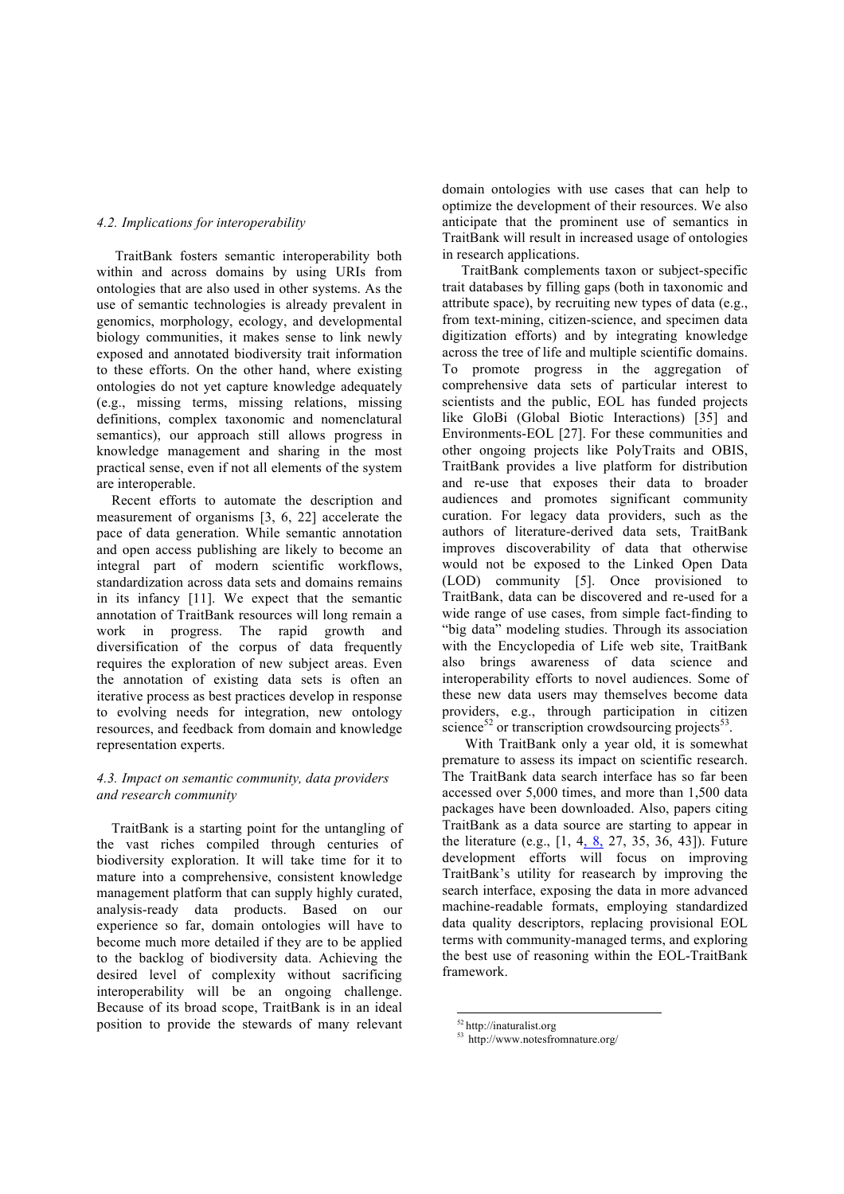### 4.2. Implications for interoperability

TraitBank fosters semantic interoperability both within and across domains by using URIs from ontologies that are also used in other systems. As the use of semantic technologies is already prevalent in genomics, morphology, ecology, and developmental biology communities, it makes sense to link newly exposed and annotated biodiversity trait information to these efforts. On the other hand, where existing ontologies do not yet capture knowledge adequately (e.g., missing terms, missing relations, missing definitions, complex taxonomic and nomenclatural semantics), our approach still allows progress in knowledge management and sharing in the most practical sense, even if not all elements of the system are interoperable.

Recent efforts to automate the description and measurement of organisms [3, 6, 22] accelerate the pace of data generation. While semantic annotation and open access publishing are likely to become an integral part of modern scientific workflows, standardization across data sets and domains remains in its infancy [11]. We expect that the semantic annotation of TraitBank resources will long remain a work in progress. The rapid growth and diversification of the corpus of data frequently requires the exploration of new subject areas. Even the annotation of existing data sets is often an iterative process as best practices develop in response to evolving needs for integration, new ontology resources, and feedback from domain and knowledge representation experts.

### 4.3. Impact on semantic community, data providers and research community

TraitBank is a starting point for the untangling of the vast riches compiled through centuries of biodiversity exploration. It will take time for it to mature into a comprehensive, consistent knowledge management platform that can supply highly curated, analysis-ready data products. Based on our experience so far, domain ontologies will have to become much more detailed if they are to be applied to the backlog of biodiversity data. Achieving the desired level of complexity without sacrificing interoperability will be an ongoing challenge. Because of its broad scope, TraitBank is in an ideal position to provide the stewards of many relevant domain ontologies with use cases that can help to optimize the development of their resources. We also anticipate that the prominent use of semantics in TraitBank will result in increased usage of ontologies in research applications.

TraitBank complements taxon or subject-specific trait databases by filling gaps (both in taxonomic and attribute space), by recruiting new types of data (e.g., from text-mining, citizen-science, and specimen data digitization efforts) and by integrating knowledge across the tree of life and multiple scientific domains. To promote progress in the aggregation of comprehensive data sets of particular interest to scientists and the public, EOL has funded projects like GloBi (Global Biotic Interactions) [35] and Environments-EOL [27]. For these communities and other ongoing projects like PolyTraits and OBIS, TraitBank provides a live platform for distribution and re-use that exposes their data to broader audiences and promotes significant community curation. For legacy data providers, such as the authors of literature-derived data sets, TraitBank improves discoverability of data that otherwise would not be exposed to the Linked Open Data (LOD) community [5]. Once provisioned to TraitBank, data can be discovered and re-used for a wide range of use cases, from simple fact-finding to "big data" modeling studies. Through its association with the Encyclopedia of Life web site, TraitBank also brings awareness of data science and interoperability efforts to novel audiences. Some of these new data users may themselves become data providers, e.g., through participation in citizen science[52] or transcription crowdsourcing projects[53].

With TraitBank only a year old, it is somewhat premature to assess its impact on scientific research. The TraitBank data search interface has so far been accessed over 5,000 times, and more than 1,500 data packages have been downloaded. Also, papers citing TraitBank as a data source are starting to appear in the literature (e.g., [1, 4, 8, 27, 35, 36, 43]). Future development efforts will focus on improving TraitBank's utility for reasearch by improving the search interface, exposing the data in more advanced machine-readable formats, employing standardized data quality descriptors, replacing provisional EOL terms with community-managed terms, and exploring the best use of reasoning within the EOL-TraitBank framework.

[52] http://inaturalist.org
[53] http://www.notesfromnature.org/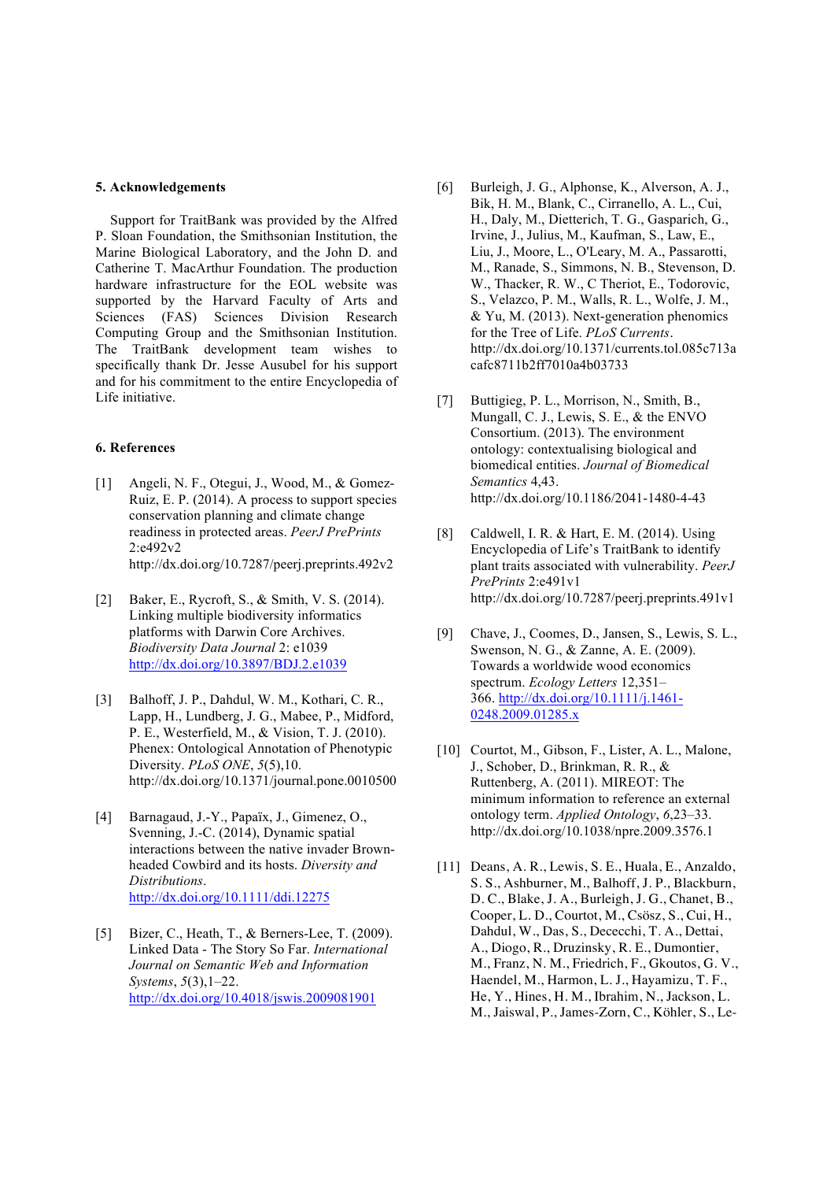## 5. Acknowledgements

Support for TraitBank was provided by the Alfred P. Sloan Foundation, the Smithsonian Institution, the Marine Biological Laboratory, and the John D. and Catherine T. MacArthur Foundation. The production hardware infrastructure for the EOL website was supported by the Harvard Faculty of Arts and Sciences (FAS) Sciences Division Research Computing Group and the Smithsonian Institution. The TraitBank development team wishes to specifically thank Dr. Jesse Ausubel for his support and for his commitment to the entire Encyclopedia of Life initiative.

## 6. References

[1] Angeli, N. F., Otegui, J., Wood, M., & Gomez-Ruiz, E. P. (2014). A process to support species conservation planning and climate change readiness in protected areas. *PeerJ PrePrints* 2:e492v2 http://dx.doi.org/10.7287/peerj.preprints.492v2

[2] Baker, E., Rycroft, S., & Smith, V. S. (2014). Linking multiple biodiversity informatics platforms with Darwin Core Archives. *Biodiversity Data Journal* 2: e1039 http://dx.doi.org/10.3897/BDJ.2.e1039

[3] Balhoff, J. P., Dahdul, W. M., Kothari, C. R., Lapp, H., Lundberg, J. G., Mabee, P., Midford, P. E., Westerfield, M., & Vision, T. J. (2010). Phenex: Ontological Annotation of Phenotypic Diversity. *PLoS ONE*, *5*(5),10. http://dx.doi.org/10.1371/journal.pone.0010500

[4] Barnagaud, J.-Y., Papaïx, J., Gimenez, O., Svenning, J.-C. (2014), Dynamic spatial interactions between the native invader Brown-headed Cowbird and its hosts. *Diversity and Distributions*. http://dx.doi.org/10.1111/ddi.12275

[5] Bizer, C., Heath, T., & Berners-Lee, T. (2009). Linked Data - The Story So Far. *International Journal on Semantic Web and Information Systems*, *5*(3),1–22. http://dx.doi.org/10.4018/jswis.2009081901

[6] Burleigh, J. G., Alphonse, K., Alverson, A. J., Bik, H. M., Blank, C., Cirranello, A. L., Cui, H., Daly, M., Dietterich, T. G., Gasparich, G., Irvine, J., Julius, M., Kaufman, S., Law, E., Liu, J., Moore, L., O'Leary, M. A., Passarotti, M., Ranade, S., Simmons, N. B., Stevenson, D. W., Thacker, R. W., C Theriot, E., Todorovic, S., Velazco, P. M., Walls, R. L., Wolfe, J. M., & Yu, M. (2013). Next-generation phenomics for the Tree of Life. *PLoS Currents*. http://dx.doi.org/10.1371/currents.tol.085c713acafc8711b2ff7010a4b03733

[7] Buttigieg, P. L., Morrison, N., Smith, B., Mungall, C. J., Lewis, S. E., & the ENVO Consortium. (2013). The environment ontology: contextualising biological and biomedical entities. *Journal of Biomedical Semantics* 4,43. http://dx.doi.org/10.1186/2041-1480-4-43

[8] Caldwell, I. R. & Hart, E. M. (2014). Using Encyclopedia of Life's TraitBank to identify plant traits associated with vulnerability. *PeerJ PrePrints* 2:e491v1 http://dx.doi.org/10.7287/peerj.preprints.491v1

[9] Chave, J., Coomes, D., Jansen, S., Lewis, S. L., Swenson, N. G., & Zanne, A. E. (2009). Towards a worldwide wood economics spectrum. *Ecology Letters* 12,351–366. http://dx.doi.org/10.1111/j.1461-0248.2009.01285.x

[10] Courtot, M., Gibson, F., Lister, A. L., Malone, J., Schober, D., Brinkman, R. R., & Ruttenberg, A. (2011). MIREOT: The minimum information to reference an external ontology term. *Applied Ontology*, *6*,23–33. http://dx.doi.org/10.1038/npre.2009.3576.1

[11] Deans, A. R., Lewis, S. E., Huala, E., Anzaldo, S. S., Ashburner, M., Balhoff, J. P., Blackburn, D. C., Blake, J. A., Burleigh, J. G., Chanet, B., Cooper, L. D., Courtot, M., Csösz, S., Cui, H., Dahdul, W., Das, S., Dececchi, T. A., Dettai, A., Diogo, R., Druzinsky, R. E., Dumontier, M., Franz, N. M., Friedrich, F., Gkoutos, G. V., Haendel, M., Harmon, L. J., Hayamizu, T. F., He, Y., Hines, H. M., Ibrahim, N., Jackson, L. M., Jaiswal, P., James-Zorn, C., Köhler, S., Le-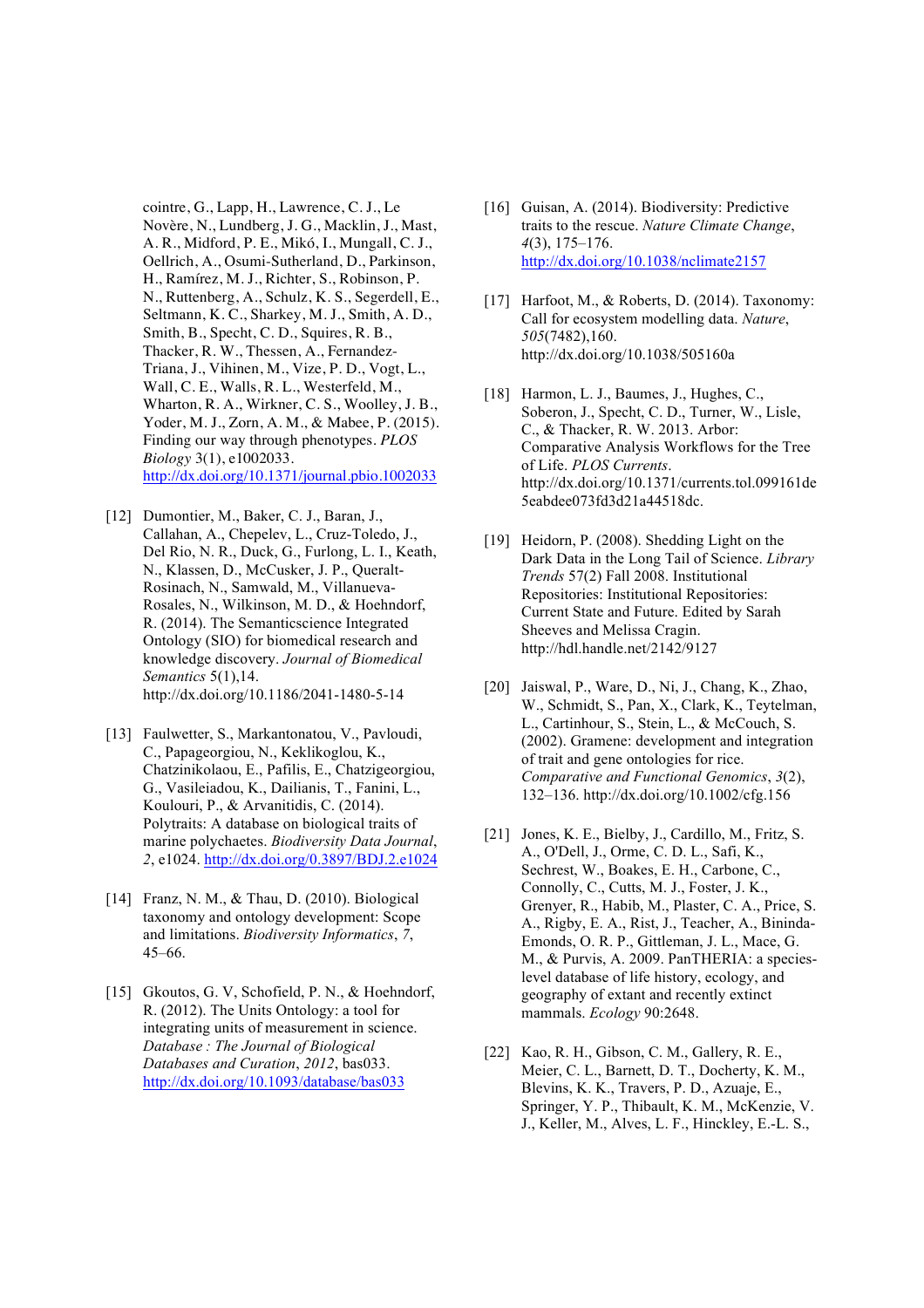cointre, G., Lapp, H., Lawrence, C. J., Le Novère, N., Lundberg, J. G., Macklin, J., Mast, A. R., Midford, P. E., Mikó, I., Mungall, C. J., Oellrich, A., Osumi-Sutherland, D., Parkinson, H., Ramírez, M. J., Richter, S., Robinson, P. N., Ruttenberg, A., Schulz, K. S., Segerdell, E., Seltmann, K. C., Sharkey, M. J., Smith, A. D., Smith, B., Specht, C. D., Squires, R. B., Thacker, R. W., Thessen, A., Fernandez-Triana, J., Vihinen, M., Vize, P. D., Vogt, L., Wall, C. E., Walls, R. L., Westerfeld, M., Wharton, R. A., Wirkner, C. S., Woolley, J. B., Yoder, M. J., Zorn, A. M., & Mabee, P. (2015). Finding our way through phenotypes. *PLOS Biology* 3(1), e1002033. http://dx.doi.org/10.1371/journal.pbio.1002033

[12] Dumontier, M., Baker, C. J., Baran, J., Callahan, A., Chepelev, L., Cruz-Toledo, J., Del Rio, N. R., Duck, G., Furlong, L. I., Keath, N., Klassen, D., McCusker, J. P., Queralt-Rosinach, N., Samwald, M., Villanueva-Rosales, N., Wilkinson, M. D., & Hoehndorf, R. (2014). The Semanticscience Integrated Ontology (SIO) for biomedical research and knowledge discovery. *Journal of Biomedical Semantics* 5(1),14. http://dx.doi.org/10.1186/2041-1480-5-14

[13] Faulwetter, S., Markantonatou, V., Pavloudi, C., Papageorgiou, N., Keklikoglou, K., Chatzinikolaou, E., Pafilis, E., Chatzigeorgiou, G., Vasileiadou, K., Dailianis, T., Fanini, L., Koulouri, P., & Arvanitidis, C. (2014). Polytraits: A database on biological traits of marine polychaetes. *Biodiversity Data Journal*, *2*, e1024. http://dx.doi.org/0.3897/BDJ.2.e1024

[14] Franz, N. M., & Thau, D. (2010). Biological taxonomy and ontology development: Scope and limitations. *Biodiversity Informatics*, *7*, 45–66.

[15] Gkoutos, G. V, Schofield, P. N., & Hoehndorf, R. (2012). The Units Ontology: a tool for integrating units of measurement in science. *Database : The Journal of Biological Databases and Curation*, *2012*, bas033. http://dx.doi.org/10.1093/database/bas033

[16] Guisan, A. (2014). Biodiversity: Predictive traits to the rescue. *Nature Climate Change*, *4*(3), 175–176. http://dx.doi.org/10.1038/nclimate2157

[17] Harfoot, M., & Roberts, D. (2014). Taxonomy: Call for ecosystem modelling data. *Nature*, *505*(7482),160. http://dx.doi.org/10.1038/505160a

[18] Harmon, L. J., Baumes, J., Hughes, C., Soberon, J., Specht, C. D., Turner, W., Lisle, C., & Thacker, R. W. 2013. Arbor: Comparative Analysis Workflows for the Tree of Life. *PLOS Currents*. http://dx.doi.org/10.1371/currents.tol.099161de5eabdee073fd3d21a44518dc.

[19] Heidorn, P. (2008). Shedding Light on the Dark Data in the Long Tail of Science. *Library Trends* 57(2) Fall 2008. Institutional Repositories: Institutional Repositories: Current State and Future. Edited by Sarah Sheeves and Melissa Cragin. http://hdl.handle.net/2142/9127

[20] Jaiswal, P., Ware, D., Ni, J., Chang, K., Zhao, W., Schmidt, S., Pan, X., Clark, K., Teytelman, L., Cartinhour, S., Stein, L., & McCouch, S. (2002). Gramene: development and integration of trait and gene ontologies for rice. *Comparative and Functional Genomics*, *3*(2), 132–136. http://dx.doi.org/10.1002/cfg.156

[21] Jones, K. E., Bielby, J., Cardillo, M., Fritz, S. A., O'Dell, J., Orme, C. D. L., Safi, K., Sechrest, W., Boakes, E. H., Carbone, C., Connolly, C., Cutts, M. J., Foster, J. K., Grenyer, R., Habib, M., Plaster, C. A., Price, S. A., Rigby, E. A., Rist, J., Teacher, A., Bininda-Emonds, O. R. P., Gittleman, J. L., Mace, G. M., & Purvis, A. 2009. PanTHERIA: a species-level database of life history, ecology, and geography of extant and recently extinct mammals. *Ecology* 90:2648.

[22] Kao, R. H., Gibson, C. M., Gallery, R. E., Meier, C. L., Barnett, D. T., Docherty, K. M., Blevins, K. K., Travers, P. D., Azuaje, E., Springer, Y. P., Thibault, K. M., McKenzie, V. J., Keller, M., Alves, L. F., Hinckley, E.-L. S.,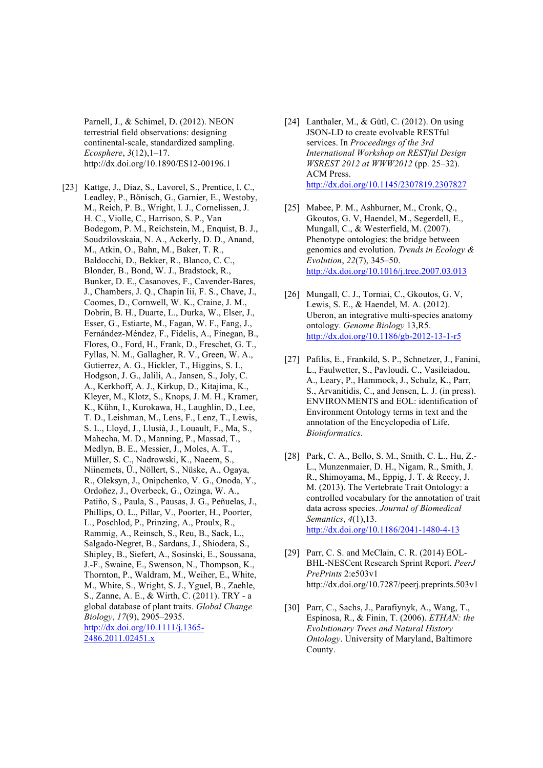Parnell, J., & Schimel, D. (2012). NEON terrestrial field observations: designing continental-scale, standardized sampling. *Ecosphere*, *3*(12),1–17. http://dx.doi.org/10.1890/ES12-00196.1

[23] Kattge, J., Díaz, S., Lavorel, S., Prentice, I. C., Leadley, P., Bönisch, G., Garnier, E., Westoby, M., Reich, P. B., Wright, I. J., Cornelissen, J. H. C., Violle, C., Harrison, S. P., Van Bodegom, P. M., Reichstein, M., Enquist, B. J., Soudzilovskaia, N. A., Ackerly, D. D., Anand, M., Atkin, O., Bahn, M., Baker, T. R., Baldocchi, D., Bekker, R., Blanco, C. C., Blonder, B., Bond, W. J., Bradstock, R., Bunker, D. E., Casanoves, F., Cavender-Bares, J., Chambers, J. Q., Chapin Iii, F. S., Chave, J., Coomes, D., Cornwell, W. K., Craine, J. M., Dobrin, B. H., Duarte, L., Durka, W., Elser, J., Esser, G., Estiarte, M., Fagan, W. F., Fang, J., Fernández-Méndez, F., Fidelis, A., Finegan, B., Flores, O., Ford, H., Frank, D., Freschet, G. T., Fyllas, N. M., Gallagher, R. V., Green, W. A., Gutierrez, A. G., Hickler, T., Higgins, S. I., Hodgson, J. G., Jalili, A., Jansen, S., Joly, C. A., Kerkhoff, A. J., Kirkup, D., Kitajima, K., Kleyer, M., Klotz, S., Knops, J. M. H., Kramer, K., Kühn, I., Kurokawa, H., Laughlin, D., Lee, T. D., Leishman, M., Lens, F., Lenz, T., Lewis, S. L., Lloyd, J., Llusià, J., Louault, F., Ma, S., Mahecha, M. D., Manning, P., Massad, T., Medlyn, B. E., Messier, J., Moles, A. T., Müller, S. C., Nadrowski, K., Naeem, S., Niinemets, Ü., Nöllert, S., Nüske, A., Ogaya, R., Oleksyn, J., Onipchenko, V. G., Onoda, Y., Ordoñez, J., Overbeck, G., Ozinga, W. A., Patiño, S., Paula, S., Pausas, J. G., Peñuelas, J., Phillips, O. L., Pillar, V., Poorter, H., Poorter, L., Poschlod, P., Prinzing, A., Proulx, R., Rammig, A., Reinsch, S., Reu, B., Sack, L., Salgado-Negret, B., Sardans, J., Shiodera, S., Shipley, B., Siefert, A., Sosinski, E., Soussana, J.-F., Swaine, E., Swenson, N., Thompson, K., Thornton, P., Waldram, M., Weiher, E., White, M., White, S., Wright, S. J., Yguel, B., Zaehle, S., Zanne, A. E., & Wirth, C. (2011). TRY - a global database of plant traits. *Global Change Biology*, *17*(9), 2905–2935. http://dx.doi.org/10.1111/j.1365-2486.2011.02451.x

[24] Lanthaler, M., & Gütl, C. (2012). On using JSON-LD to create evolvable RESTful services. In *Proceedings of the 3rd International Workshop on RESTful Design WSREST 2012 at WWW2012* (pp. 25–32). ACM Press. http://dx.doi.org/10.1145/2307819.2307827

[25] Mabee, P. M., Ashburner, M., Cronk, Q., Gkoutos, G. V, Haendel, M., Segerdell, E., Mungall, C., & Westerfield, M. (2007). Phenotype ontologies: the bridge between genomics and evolution. *Trends in Ecology & Evolution*, *22*(7), 345–50. http://dx.doi.org/10.1016/j.tree.2007.03.013

[26] Mungall, C. J., Torniai, C., Gkoutos, G. V, Lewis, S. E., & Haendel, M. A. (2012). Uberon, an integrative multi-species anatomy ontology. *Genome Biology* 13,R5. http://dx.doi.org/10.1186/gb-2012-13-1-r5

[27] Pafilis, E., Frankild, S. P., Schnetzer, J., Fanini, L., Faulwetter, S., Pavloudi, C., Vasileiadou, A., Leary, P., Hammock, J., Schulz, K., Parr, S., Arvanitidis, C., and Jensen, L. J. (in press). ENVIRONMENTS and EOL: identification of Environment Ontology terms in text and the annotation of the Encyclopedia of Life. *Bioinformatics*.

[28] Park, C. A., Bello, S. M., Smith, C. L., Hu, Z.-L., Munzenmaier, D. H., Nigam, R., Smith, J. R., Shimoyama, M., Eppig, J. T. & Reecy, J. M. (2013). The Vertebrate Trait Ontology: a controlled vocabulary for the annotation of trait data across species. *Journal of Biomedical Semantics*, *4*(1),13. http://dx.doi.org/10.1186/2041-1480-4-13

[29] Parr, C. S. and McClain, C. R. (2014) EOL-BHL-NESCent Research Sprint Report. *PeerJ PrePrints* 2:e503v1 http://dx.doi.org/10.7287/peerj.preprints.503v1

[30] Parr, C., Sachs, J., Parafiynyk, A., Wang, T., Espinosa, R., & Finin, T. (2006). *ETHAN: the Evolutionary Trees and Natural History Ontology*. University of Maryland, Baltimore County.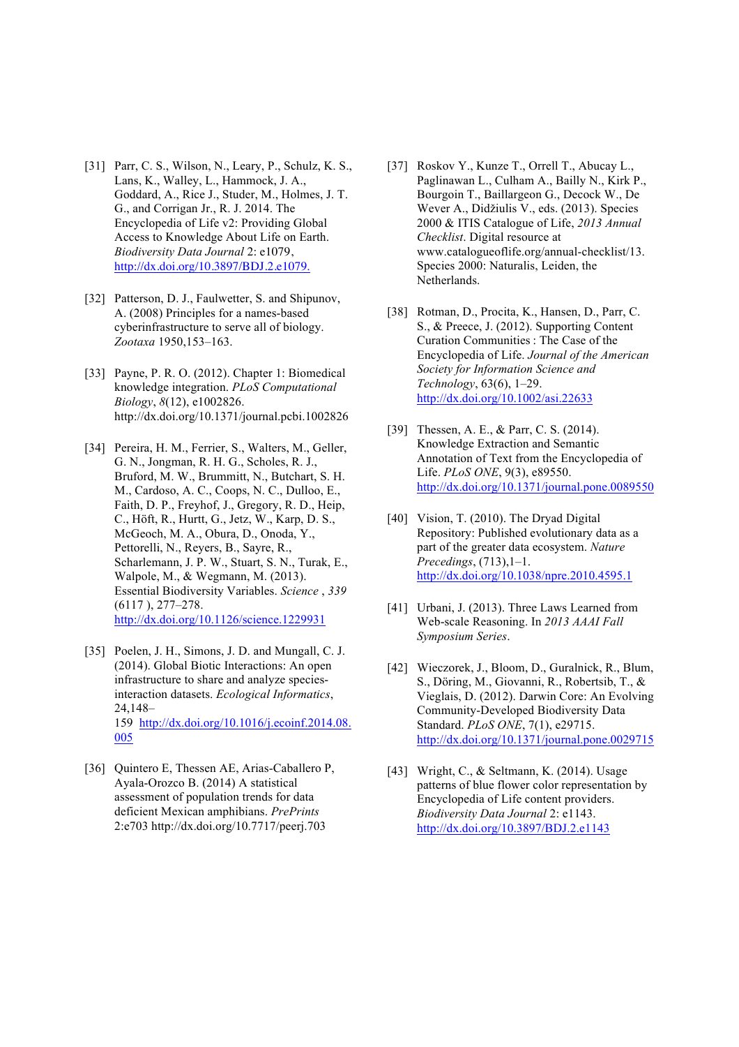[31] Parr, C. S., Wilson, N., Leary, P., Schulz, K. S., Lans, K., Walley, L., Hammock, J. A., Goddard, A., Rice J., Studer, M., Holmes, J. T. G., and Corrigan Jr., R. J. 2014. The Encyclopedia of Life v2: Providing Global Access to Knowledge About Life on Earth. *Biodiversity Data Journal* 2: e1079, http://dx.doi.org/10.3897/BDJ.2.e1079.

[32] Patterson, D. J., Faulwetter, S. and Shipunov, A. (2008) Principles for a names-based cyberinfrastructure to serve all of biology. *Zootaxa* 1950,153–163.

[33] Payne, P. R. O. (2012). Chapter 1: Biomedical knowledge integration. *PLoS Computational Biology*, *8*(12), e1002826. http://dx.doi.org/10.1371/journal.pcbi.1002826

[34] Pereira, H. M., Ferrier, S., Walters, M., Geller, G. N., Jongman, R. H. G., Scholes, R. J., Bruford, M. W., Brummitt, N., Butchart, S. H. M., Cardoso, A. C., Coops, N. C., Dulloo, E., Faith, D. P., Freyhof, J., Gregory, R. D., Heip, C., Höft, R., Hurtt, G., Jetz, W., Karp, D. S., McGeoch, M. A., Obura, D., Onoda, Y., Pettorelli, N., Reyers, B., Sayre, R., Scharlemann, J. P. W., Stuart, S. N., Turak, E., Walpole, M., & Wegmann, M. (2013). Essential Biodiversity Variables. *Science* , *339* (6117 ), 277–278. http://dx.doi.org/10.1126/science.1229931

[35] Poelen, J. H., Simons, J. D. and Mungall, C. J. (2014). Global Biotic Interactions: An open infrastructure to share and analyze species-interaction datasets. *Ecological Informatics*, 24,148–159 http://dx.doi.org/10.1016/j.ecoinf.2014.08.005

[36] Quintero E, Thessen AE, Arias-Caballero P, Ayala-Orozco B. (2014) A statistical assessment of population trends for data deficient Mexican amphibians. *PrePrints* 2:e703 http://dx.doi.org/10.7717/peerj.703

[37] Roskov Y., Kunze T., Orrell T., Abucay L., Paglinawan L., Culham A., Bailly N., Kirk P., Bourgoin T., Baillargeon G., Decock W., De Wever A., Didžiulis V., eds. (2013). Species 2000 & ITIS Catalogue of Life, *2013 Annual Checklist*. Digital resource at www.catalogueoflife.org/annual-checklist/13. Species 2000: Naturalis, Leiden, the Netherlands.

[38] Rotman, D., Procita, K., Hansen, D., Parr, C. S., & Preece, J. (2012). Supporting Content Curation Communities : The Case of the Encyclopedia of Life. *Journal of the American Society for Information Science and Technology*, 63(6), 1–29. http://dx.doi.org/10.1002/asi.22633

[39] Thessen, A. E., & Parr, C. S. (2014). Knowledge Extraction and Semantic Annotation of Text from the Encyclopedia of Life. *PLoS ONE*, 9(3), e89550. http://dx.doi.org/10.1371/journal.pone.0089550

[40] Vision, T. (2010). The Dryad Digital Repository: Published evolutionary data as a part of the greater data ecosystem. *Nature Precedings*, (713),1–1. http://dx.doi.org/10.1038/npre.2010.4595.1

[41] Urbani, J. (2013). Three Laws Learned from Web-scale Reasoning. In *2013 AAAI Fall Symposium Series*.

[42] Wieczorek, J., Bloom, D., Guralnick, R., Blum, S., Döring, M., Giovanni, R., Robertsib, T., & Vieglais, D. (2012). Darwin Core: An Evolving Community-Developed Biodiversity Data Standard. *PLoS ONE*, 7(1), e29715. http://dx.doi.org/10.1371/journal.pone.0029715

[43] Wright, C., & Seltmann, K. (2014). Usage patterns of blue flower color representation by Encyclopedia of Life content providers. *Biodiversity Data Journal* 2: e1143. http://dx.doi.org/10.3897/BDJ.2.e1143